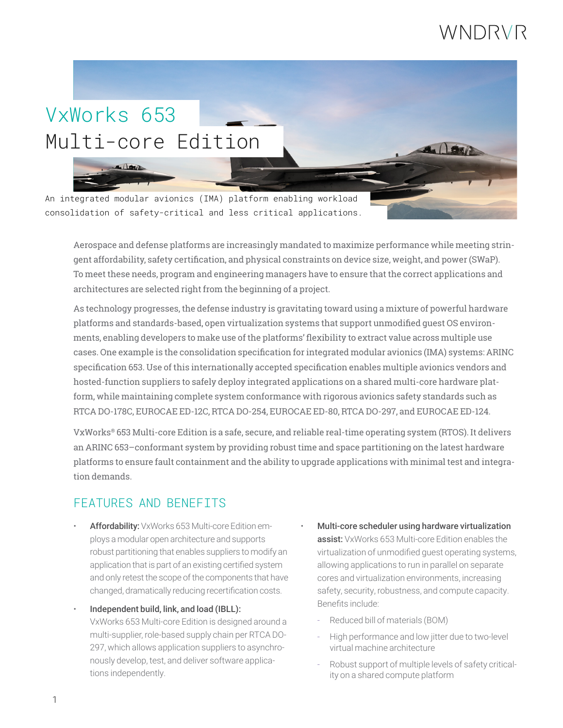# VxWorks 653 Multi-core Edition

An integrated modular avionics (IMA) platform enabling workload consolidation of safety-critical and less critical applications.

Aerospace and defense platforms are increasingly mandated to maximize performance while meeting stringent affordability, safety certification, and physical constraints on device size, weight, and power (SWaP). To meet these needs, program and engineering managers have to ensure that the correct applications and architectures are selected right from the beginning of a project.

As technology progresses, the defense industry is gravitating toward using a mixture of powerful hardware platforms and standards-based, open virtualization systems that support unmodified guest OS environments, enabling developers to make use of the platforms' flexibility to extract value across multiple use cases. One example is the consolidation specification for integrated modular avionics (IMA) systems: ARINC specification 653. Use of this internationally accepted specification enables multiple avionics vendors and hosted-function suppliers to safely deploy integrated applications on a shared multi-core hardware platform, while maintaining complete system conformance with rigorous avionics safety standards such as RTCA DO-178C, EUROCAE ED-12C, RTCA DO-254, EUROCAE ED-80, RTCA DO-297, and EUROCAE ED-124.

VxWorks® 653 Multi-core Edition is a safe, secure, and reliable real-time operating system (RTOS). It delivers an ARINC 653–conformant system by providing robust time and space partitioning on the latest hardware platforms to ensure fault containment and the ability to upgrade applications with minimal test and integration demands.

## FEATURES AND BENEFITS

- **Affordability:** VxWorks 653 Multi-core Edition employs a modular open architecture and supports robust partitioning that enables suppliers to modify an application that is part of an existing certified system and only retest the scope of the components that have changed, dramatically reducing recertification costs.
- **Independent build, link, and load (IBLL):** VxWorks 653 Multi-core Edition is designed around a multi-supplier, role-based supply chain per RTCA DO-297, which allows application suppliers to asynchronously develop, test, and deliver software applications independently.
- **Multi-core scheduler using hardware virtualization assist:** VxWorks 653 Multi-core Edition enables the virtualization of unmodified guest operating systems, allowing applications to run in parallel on separate cores and virtualization environments, increasing safety, security, robustness, and compute capacity. Benefits include:
  - Reduced bill of materials (BOM)
  - High performance and low jitter due to two-level virtual machine architecture
  - Robust support of multiple levels of safety criticality on a shared compute platform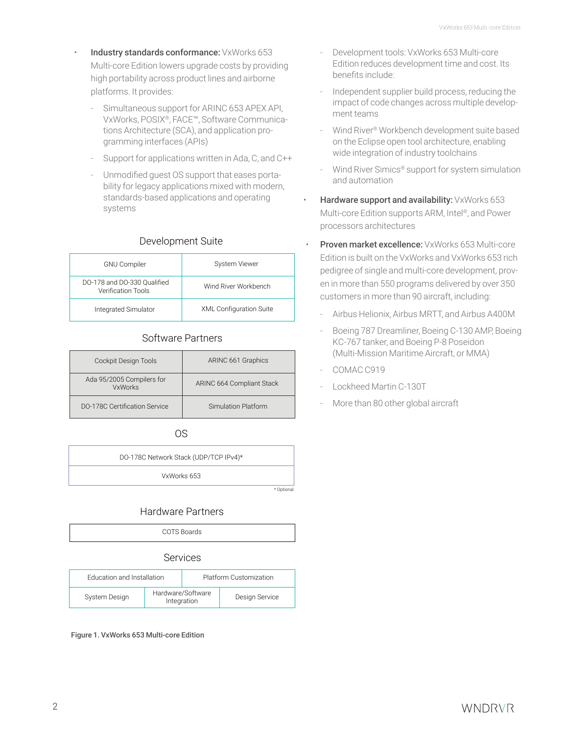- **Industry standards conformance:** VxWorks 653 Multi-core Edition lowers upgrade costs by providing high portability across product lines and airborne platforms. It provides:
  - Simultaneous support for ARINC 653 APEX API, VxWorks, POSIX®, FACE™, Software Communications Architecture (SCA), and application programming interfaces (APIs)
  - Support for applications written in Ada, C, and C++
  - Unmodified guest OS support that eases portability for legacy applications mixed with modern, standards-based applications and operating systems

### Development Suite

| | |
|---|---|
| GNU Compiler | System Viewer |
| DO-178 and DO-330 Qualified Verification Tools | Wind River Workbench |
| Integrated Simulator | XML Configuration Suite |

### Software Partners

| | |
|---|---|
| Cockpit Design Tools | ARINC 661 Graphics |
| Ada 95/2005 Compilers for VxWorks | ARINC 664 Compliant Stack |
| DO-178C Certification Service | Simulation Platform |

### OS

| |
|---|
| DO-178C Network Stack (UDP/TCP IPv4)* |
| VxWorks 653 |

* Optional

### Hardware Partners

| |
|---|
| COTS Boards |

### Services

| | | |
|---|---|---|
| Education and Installation | | Platform Customization |
| System Design | Hardware/Software Integration | Design Service |

**Figure 1. VxWorks 653 Multi-core Edition**

  - Development tools: VxWorks 653 Multi-core Edition reduces development time and cost. Its benefits include:
  - Independent supplier build process, reducing the impact of code changes across multiple development teams
  - Wind River® Workbench development suite based on the Eclipse open tool architecture, enabling wide integration of industry toolchains
  - Wind River Simics® support for system simulation and automation
- **Hardware support and availability:** VxWorks 653 Multi-core Edition supports ARM, Intel®, and Power processors architectures
- **Proven market excellence:** VxWorks 653 Multi-core Edition is built on the VxWorks and VxWorks 653 rich pedigree of single and multi-core development, proven in more than 550 programs delivered by over 350 customers in more than 90 aircraft, including:
  - Airbus Helionix, Airbus MRTT, and Airbus A400M
  - Boeing 787 Dreamliner, Boeing C-130 AMP, Boeing KC-767 tanker, and Boeing P-8 Poseidon (Multi-Mission Maritime Aircraft, or MMA)
  - COMAC C919
  - Lockheed Martin C-130T
  - More than 80 other global aircraft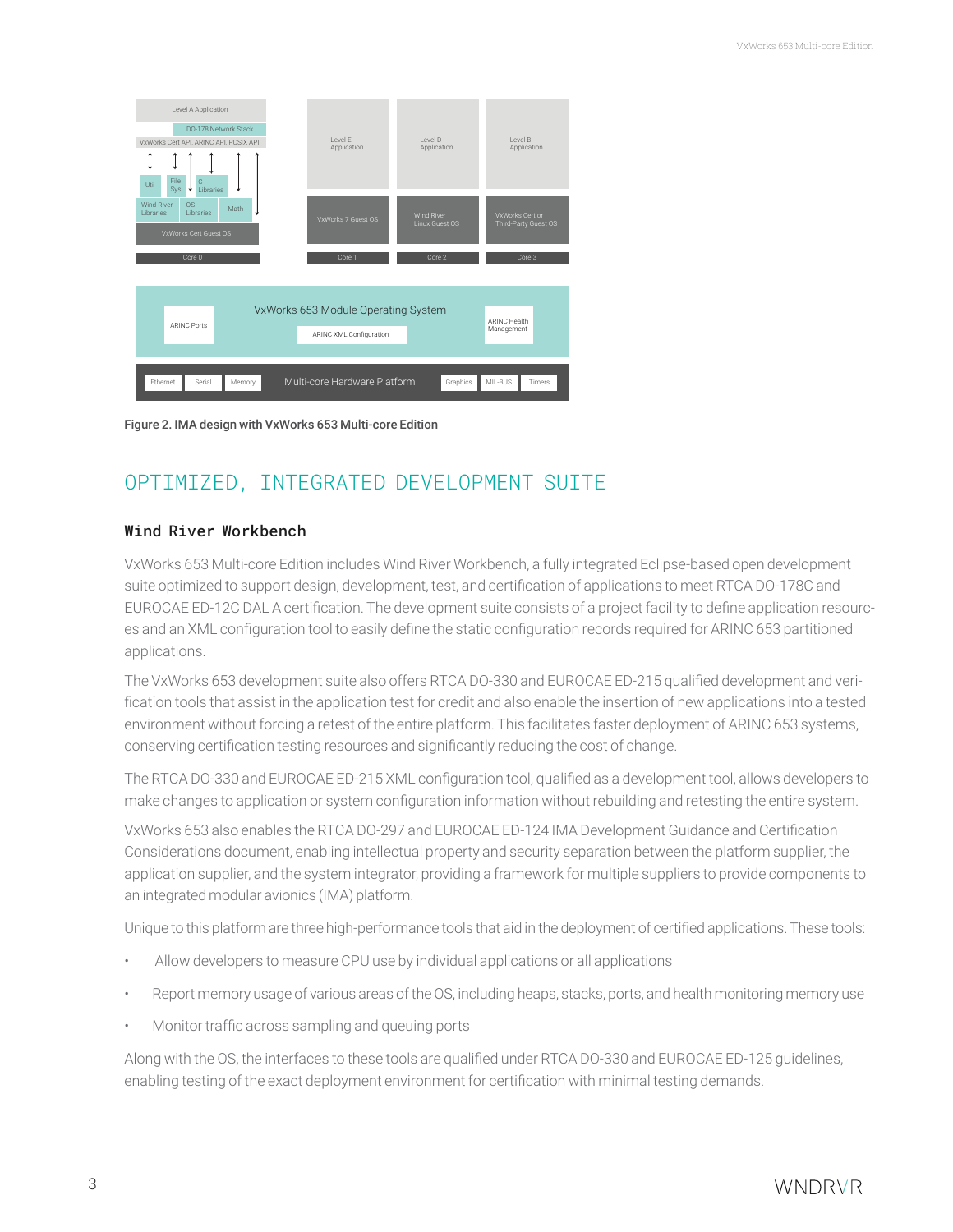Figure 2. IMA design with VxWorks 653 Multi-core Edition

## OPTIMIZED, INTEGRATED DEVELOPMENT SUITE

### Wind River Workbench

VxWorks 653 Multi-core Edition includes Wind River Workbench, a fully integrated Eclipse-based open development suite optimized to support design, development, test, and certification of applications to meet RTCA DO-178C and EUROCAE ED-12C DAL A certification. The development suite consists of a project facility to define application resources and an XML configuration tool to easily define the static configuration records required for ARINC 653 partitioned applications.

The VxWorks 653 development suite also offers RTCA DO-330 and EUROCAE ED-215 qualified development and verification tools that assist in the application test for credit and also enable the insertion of new applications into a tested environment without forcing a retest of the entire platform. This facilitates faster deployment of ARINC 653 systems, conserving certification testing resources and significantly reducing the cost of change.

The RTCA DO-330 and EUROCAE ED-215 XML configuration tool, qualified as a development tool, allows developers to make changes to application or system configuration information without rebuilding and retesting the entire system.

VxWorks 653 also enables the RTCA DO-297 and EUROCAE ED-124 IMA Development Guidance and Certification Considerations document, enabling intellectual property and security separation between the platform supplier, the application supplier, and the system integrator, providing a framework for multiple suppliers to provide components to an integrated modular avionics (IMA) platform.

Unique to this platform are three high-performance tools that aid in the deployment of certified applications. These tools:

- Allow developers to measure CPU use by individual applications or all applications
- Report memory usage of various areas of the OS, including heaps, stacks, ports, and health monitoring memory use
- Monitor traffic across sampling and queuing ports

Along with the OS, the interfaces to these tools are qualified under RTCA DO-330 and EUROCAE ED-125 guidelines, enabling testing of the exact deployment environment for certification with minimal testing demands.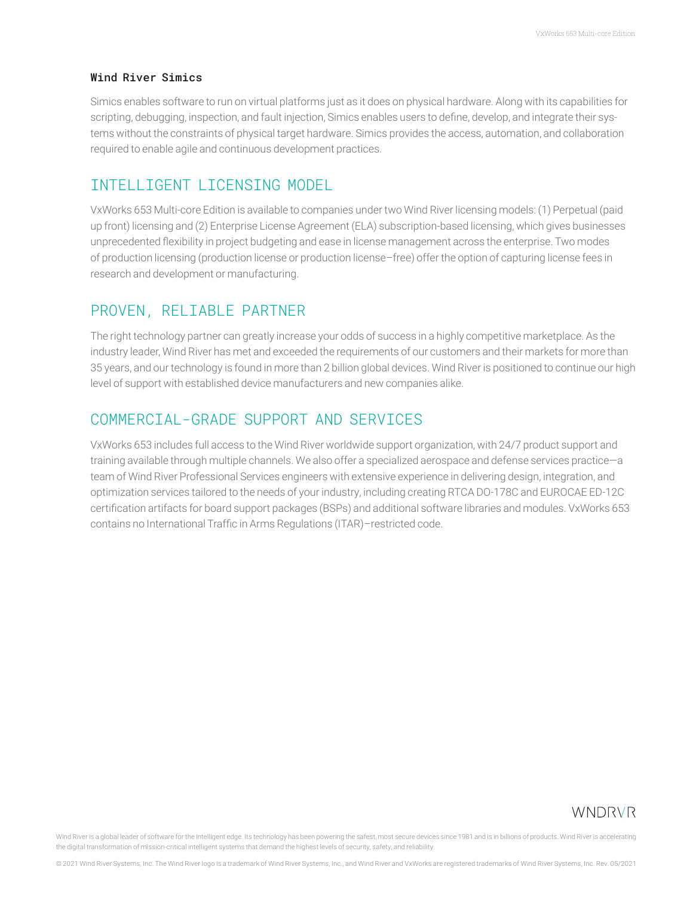### Wind River Simics

Simics enables software to run on virtual platforms just as it does on physical hardware. Along with its capabilities for scripting, debugging, inspection, and fault injection, Simics enables users to define, develop, and integrate their systems without the constraints of physical target hardware. Simics provides the access, automation, and collaboration required to enable agile and continuous development practices.

## INTELLIGENT LICENSING MODEL

VxWorks 653 Multi-core Edition is available to companies under two Wind River licensing models: (1) Perpetual (paid up front) licensing and (2) Enterprise License Agreement (ELA) subscription-based licensing, which gives businesses unprecedented flexibility in project budgeting and ease in license management across the enterprise. Two modes of production licensing (production license or production license–free) offer the option of capturing license fees in research and development or manufacturing.

## PROVEN, RELIABLE PARTNER

The right technology partner can greatly increase your odds of success in a highly competitive marketplace. As the industry leader, Wind River has met and exceeded the requirements of our customers and their markets for more than 35 years, and our technology is found in more than 2 billion global devices. Wind River is positioned to continue our high level of support with established device manufacturers and new companies alike.

## COMMERCIAL-GRADE SUPPORT AND SERVICES

VxWorks 653 includes full access to the Wind River worldwide support organization, with 24/7 product support and training available through multiple channels. We also offer a specialized aerospace and defense services practice—a team of Wind River Professional Services engineers with extensive experience in delivering design, integration, and optimization services tailored to the needs of your industry, including creating RTCA DO-178C and EUROCAE ED-12C certification artifacts for board support packages (BSPs) and additional software libraries and modules. VxWorks 653 contains no International Traffic in Arms Regulations (ITAR)–restricted code.

WNDRVR

Wind River is a global leader of software for the intelligent edge. Its technology has been powering the safest, most secure devices since 1981 and is in billions of products. Wind River is accelerating the digital transformation of mission-critical intelligent systems that demand the highest levels of security, safety, and reliability.

© 2021 Wind River Systems, Inc. The Wind River logo is a trademark of Wind River Systems, Inc., and Wind River and VxWorks are registered trademarks of Wind River Systems, Inc. Rev. 05/2021